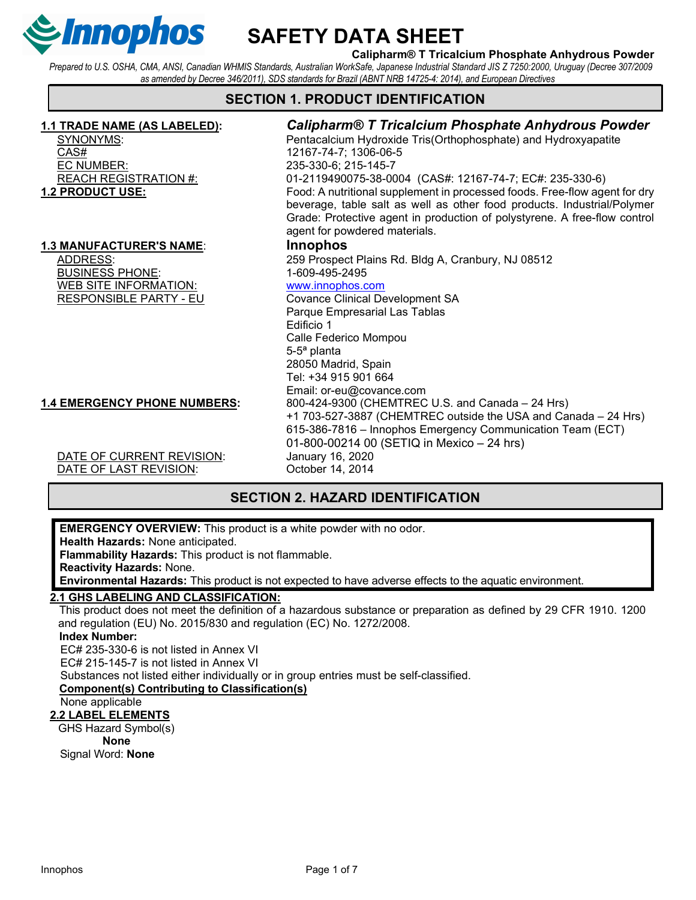# SAFETY DATA SHEET

**Calipharm® T Tricalcium Phosphate Anhydrous Powder**

*Prepared to U.S. OSHA, CMA, ANSI, Canadian WHMIS Standards, Australian WorkSafe, Japanese Industrial Standard JIS Z 7250:2000, Uruguay (Decree 307/2009 as amended by Decree 346/2011), SDS standards for Brazil (ABNT NRB 14725-4: 2014), and European Directives*

## SECTION 1. PRODUCT IDENTIFICATION

**1.1 TRADE NAME (AS LABELED):** ***Calipharm® T Tricalcium Phosphate Anhydrous Powder***

SYNONYMS: Pentacalcium Hydroxide Tris(Orthophosphate) and Hydroxyapatite

CAS#: 12167-74-7; 1306-06-5

EC NUMBER: 235-330-6; 215-145-7

REACH REGISTRATION #: 01-2119490075-38-0004 (CAS#: 12167-74-7; EC#: 235-330-6)

**1.2 PRODUCT USE:** Food: A nutritional supplement in processed foods. Free-flow agent for dry beverage, table salt as well as other food products. Industrial/Polymer Grade: Protective agent in production of polystyrene. A free-flow control agent for powdered materials.

**1.3 MANUFACTURER'S NAME:** **Innophos**

ADDRESS: 259 Prospect Plains Rd. Bldg A, Cranbury, NJ 08512

BUSINESS PHONE: 1-609-495-2495

WEB SITE INFORMATION: www.innophos.com

RESPONSIBLE PARTY - EU:
Covance Clinical Development SA
Parque Empresarial Las Tablas
Edificio 1
Calle Federico Mompou
5-5ª planta
28050 Madrid, Spain
Tel: +34 915 901 664
Email: or-eu@covance.com

**1.4 EMERGENCY PHONE NUMBERS:**
800-424-9300 (CHEMTREC U.S. and Canada – 24 Hrs)
+1 703-527-3887 (CHEMTREC outside the USA and Canada – 24 Hrs)
615-386-7816 – Innophos Emergency Communication Team (ECT)
01-800-00214 00 (SETIQ in Mexico – 24 hrs)

DATE OF CURRENT REVISION: January 16, 2020

DATE OF LAST REVISION: October 14, 2014

## SECTION 2. HAZARD IDENTIFICATION

**EMERGENCY OVERVIEW:** This product is a white powder with no odor.
**Health Hazards:** None anticipated.
**Flammability Hazards:** This product is not flammable.
**Reactivity Hazards:** None.
**Environmental Hazards:** This product is not expected to have adverse effects to the aquatic environment.

**2.1 GHS LABELING AND CLASSIFICATION:**

This product does not meet the definition of a hazardous substance or preparation as defined by 29 CFR 1910. 1200 and regulation (EU) No. 2015/830 and regulation (EC) No. 1272/2008.

**Index Number:**

EC# 235-330-6 is not listed in Annex VI
EC# 215-145-7 is not listed in Annex VI
Substances not listed either individually or in group entries must be self-classified.

**Component(s) Contributing to Classification(s)**

None applicable

**2.2 LABEL ELEMENTS**

GHS Hazard Symbol(s)
**None**

Signal Word: **None**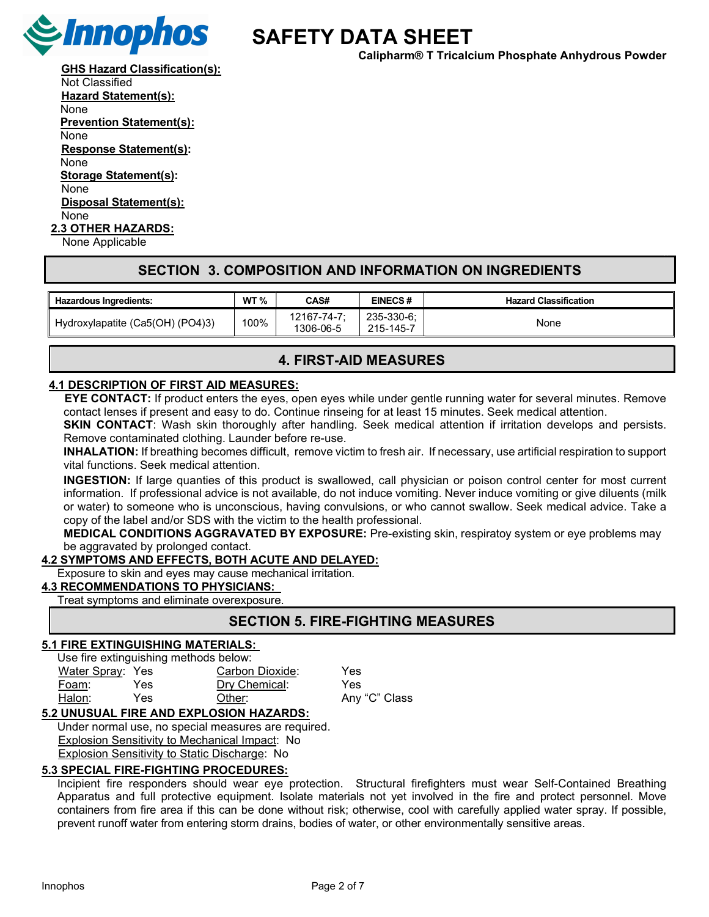**GHS Hazard Classification(s):**
Not Classified

**Hazard Statement(s):**
None

**Prevention Statement(s):**
None

**Response Statement(s):**
None

**Storage Statement(s):**
None

**Disposal Statement(s):**
None

**2.3 OTHER HAZARDS:**
None Applicable

## SECTION 3. COMPOSITION AND INFORMATION ON INGREDIENTS

| Hazardous Ingredients: | WT % | CAS# | EINECS # | Hazard Classification |
|---|---|---|---|---|
| Hydroxylapatite (Ca5(OH) (PO4)3) | 100% | 12167-74-7; 1306-06-5 | 235-330-6; 215-145-7 | None |

## 4. FIRST-AID MEASURES

**4.1 DESCRIPTION OF FIRST AID MEASURES:**

**EYE CONTACT:** If product enters the eyes, open eyes while under gentle running water for several minutes. Remove contact lenses if present and easy to do. Continue rinseing for at least 15 minutes. Seek medical attention.

**SKIN CONTACT**: Wash skin thoroughly after handling. Seek medical attention if irritation develops and persists. Remove contaminated clothing. Launder before re-use.

**INHALATION:** If breathing becomes difficult, remove victim to fresh air. If necessary, use artificial respiration to support vital functions. Seek medical attention.

**INGESTION:** If large quantities of this product is swallowed, call physician or poison control center for most current information. If professional advice is not available, do not induce vomiting. Never induce vomiting or give diluents (milk or water) to someone who is unconscious, having convulsions, or who cannot swallow. Seek medical advice. Take a copy of the label and/or SDS with the victim to the health professional.

**MEDICAL CONDITIONS AGGRAVATED BY EXPOSURE:** Pre-existing skin, respiratoy system or eye problems may be aggravated by prolonged contact.

**4.2 SYMPTOMS AND EFFECTS, BOTH ACUTE AND DELAYED:**
Exposure to skin and eyes may cause mechanical irritation.

**4.3 RECOMMENDATIONS TO PHYSICIANS:**
Treat symptoms and eliminate overexposure.

## SECTION 5. FIRE-FIGHTING MEASURES

**5.1 FIRE EXTINGUISHING MATERIALS:**
Use fire extinguishing methods below:

| | | | |
|---|---|---|---|
| Water Spray: | Yes | Carbon Dioxide: | Yes |
| Foam: | Yes | Dry Chemical: | Yes |
| Halon: | Yes | Other: | Any "C" Class |

**5.2 UNUSUAL FIRE AND EXPLOSION HAZARDS:**
Under normal use, no special measures are required.
Explosion Sensitivity to Mechanical Impact: No
Explosion Sensitivity to Static Discharge: No

**5.3 SPECIAL FIRE-FIGHTING PROCEDURES:**
Incipient fire responders should wear eye protection. Structural firefighters must wear Self-Contained Breathing Apparatus and full protective equipment. Isolate materials not yet involved in the fire and protect personnel. Move containers from fire area if this can be done without risk; otherwise, cool with carefully applied water spray. If possible, prevent runoff water from entering storm drains, bodies of water, or other environmentally sensitive areas.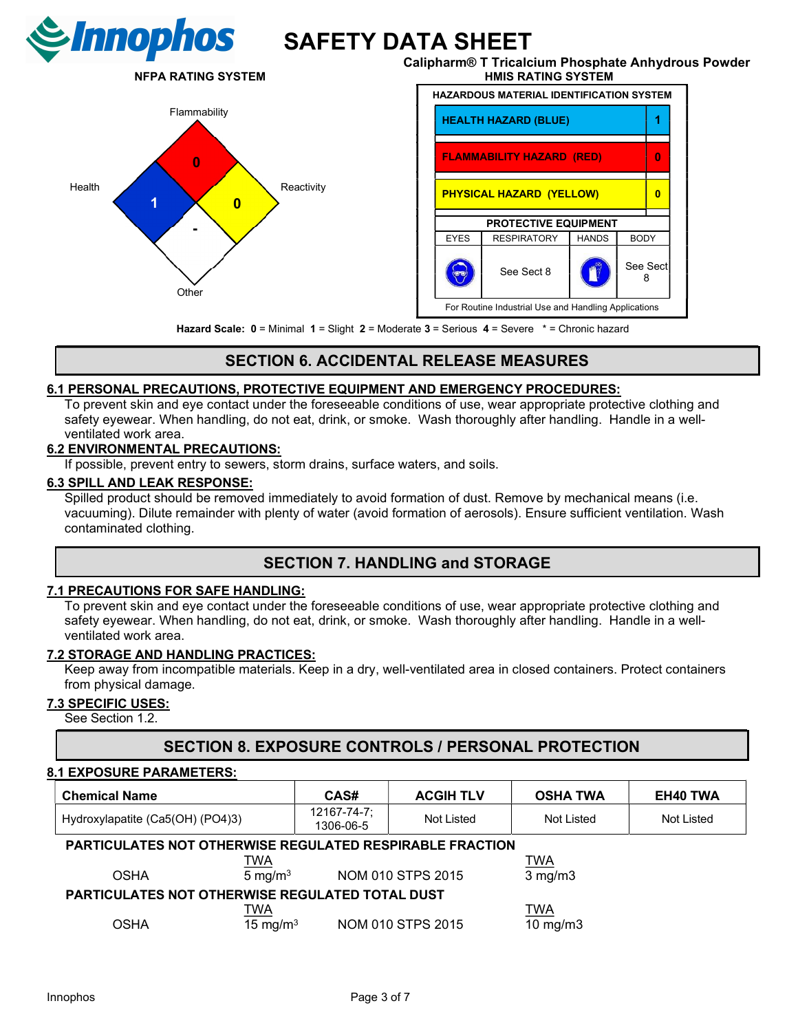# SAFETY DATA SHEET

**Calipharm® T Tricalcium Phosphate Anhydrous Powder**

**NFPA RATING SYSTEM**

Flammability: 0
Health: 1
Reactivity: 0
Other: -

**HMIS RATING SYSTEM**

| HAZARDOUS MATERIAL IDENTIFICATION SYSTEM | |
|---|---|
| HEALTH HAZARD (BLUE) | 1 |
| FLAMMABILITY HAZARD (RED) | 0 |
| PHYSICAL HAZARD (YELLOW) | 0 |

| PROTECTIVE EQUIPMENT | | | |
|---|---|---|---|
| EYES | RESPIRATORY | HANDS | BODY |
| | See Sect 8 | | See Sect 8 |

For Routine Industrial Use and Handling Applications

**Hazard Scale: 0** = Minimal **1** = Slight **2** = Moderate **3** = Serious **4** = Severe * = Chronic hazard

## SECTION 6. ACCIDENTAL RELEASE MEASURES

### 6.1 PERSONAL PRECAUTIONS, PROTECTIVE EQUIPMENT AND EMERGENCY PROCEDURES:

To prevent skin and eye contact under the foreseeable conditions of use, wear appropriate protective clothing and safety eyewear. When handling, do not eat, drink, or smoke. Wash thoroughly after handling. Handle in a well-ventilated work area.

### 6.2 ENVIRONMENTAL PRECAUTIONS:

If possible, prevent entry to sewers, storm drains, surface waters, and soils.

### 6.3 SPILL AND LEAK RESPONSE:

Spilled product should be removed immediately to avoid formation of dust. Remove by mechanical means (i.e. vacuuming). Dilute remainder with plenty of water (avoid formation of aerosols). Ensure sufficient ventilation. Wash contaminated clothing.

## SECTION 7. HANDLING and STORAGE

### 7.1 PRECAUTIONS FOR SAFE HANDLING:

To prevent skin and eye contact under the foreseeable conditions of use, wear appropriate protective clothing and safety eyewear. When handling, do not eat, drink, or smoke. Wash thoroughly after handling. Handle in a well-ventilated work area.

### 7.2 STORAGE AND HANDLING PRACTICES:

Keep away from incompatible materials. Keep in a dry, well-ventilated area in closed containers. Protect containers from physical damage.

### 7.3 SPECIFIC USES:

See Section 1.2.

## SECTION 8. EXPOSURE CONTROLS / PERSONAL PROTECTION

### 8.1 EXPOSURE PARAMETERS:

| Chemical Name | CAS# | ACGIH TLV | OSHA TWA | EH40 TWA |
|---|---|---|---|---|
| Hydroxylapatite ($Ca_5(OH)(PO_4)_3$) | 12167-74-7; 1306-06-5 | Not Listed | Not Listed | Not Listed |

**PARTICULATES NOT OTHERWISE REGULATED RESPIRABLE FRACTION**

| | TWA | | TWA |
|---|---|---|---|
| OSHA | 5 $mg/m^3$ | NOM 010 STPS 2015 | 3 mg/m3 |

**PARTICULATES NOT OTHERWISE REGULATED TOTAL DUST**

| | TWA | | TWA |
|---|---|---|---|
| OSHA | 15 $mg/m^3$ | NOM 010 STPS 2015 | 10 mg/m3 |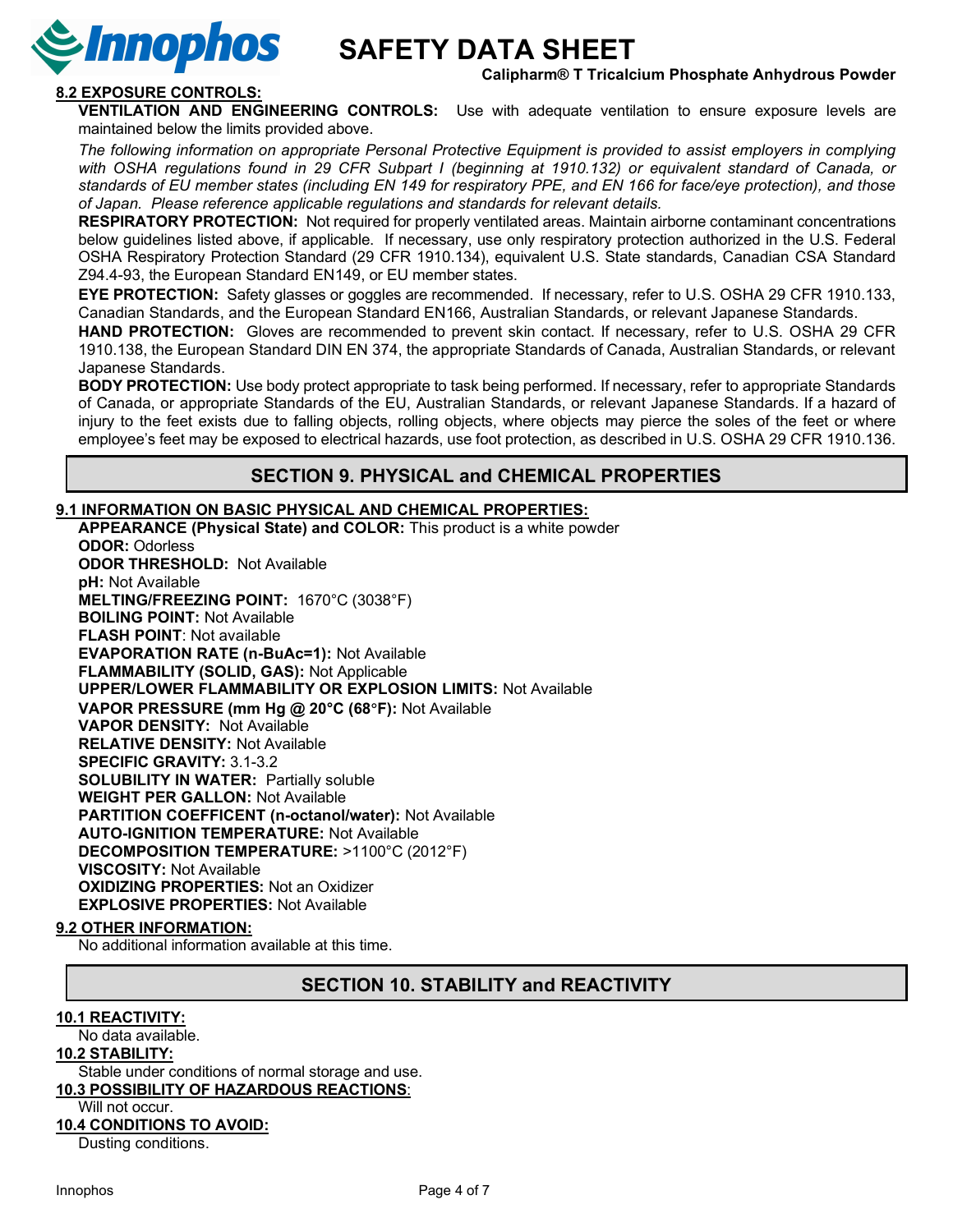#### 8.2 EXPOSURE CONTROLS:

**VENTILATION AND ENGINEERING CONTROLS:** Use with adequate ventilation to ensure exposure levels are maintained below the limits provided above.

*The following information on appropriate Personal Protective Equipment is provided to assist employers in complying with OSHA regulations found in 29 CFR Subpart I (beginning at 1910.132) or equivalent standard of Canada, or standards of EU member states (including EN 149 for respiratory PPE, and EN 166 for face/eye protection), and those of Japan. Please reference applicable regulations and standards for relevant details.*

**RESPIRATORY PROTECTION:** Not required for properly ventilated areas. Maintain airborne contaminant concentrations below guidelines listed above, if applicable. If necessary, use only respiratory protection authorized in the U.S. Federal OSHA Respiratory Protection Standard (29 CFR 1910.134), equivalent U.S. State standards, Canadian CSA Standard Z94.4-93, the European Standard EN149, or EU member states.

**EYE PROTECTION:** Safety glasses or goggles are recommended. If necessary, refer to U.S. OSHA 29 CFR 1910.133, Canadian Standards, and the European Standard EN166, Australian Standards, or relevant Japanese Standards.

**HAND PROTECTION:** Gloves are recommended to prevent skin contact. If necessary, refer to U.S. OSHA 29 CFR 1910.138, the European Standard DIN EN 374, the appropriate Standards of Canada, Australian Standards, or relevant Japanese Standards.

**BODY PROTECTION:** Use body protect appropriate to task being performed. If necessary, refer to appropriate Standards of Canada, or appropriate Standards of the EU, Australian Standards, or relevant Japanese Standards. If a hazard of injury to the feet exists due to falling objects, rolling objects, where objects may pierce the soles of the feet or where employee's feet may be exposed to electrical hazards, use foot protection, as described in U.S. OSHA 29 CFR 1910.136.

## SECTION 9. PHYSICAL and CHEMICAL PROPERTIES

#### 9.1 INFORMATION ON BASIC PHYSICAL AND CHEMICAL PROPERTIES:

**APPEARANCE (Physical State) and COLOR:** This product is a white powder
**ODOR:** Odorless
**ODOR THRESHOLD:** Not Available
**pH:** Not Available
**MELTING/FREEZING POINT:** 1670°C (3038°F)
**BOILING POINT:** Not Available
**FLASH POINT**: Not available
**EVAPORATION RATE (n-BuAc=1):** Not Available
**FLAMMABILITY (SOLID, GAS):** Not Applicable
**UPPER/LOWER FLAMMABILITY OR EXPLOSION LIMITS:** Not Available
**VAPOR PRESSURE (mm Hg @ 20°C (68°F):** Not Available
**VAPOR DENSITY:** Not Available
**RELATIVE DENSITY:** Not Available
**SPECIFIC GRAVITY:** 3.1-3.2
**SOLUBILITY IN WATER:** Partially soluble
**WEIGHT PER GALLON:** Not Available
**PARTITION COEFFICENT (n-octanol/water):** Not Available
**AUTO-IGNITION TEMPERATURE:** Not Available
**DECOMPOSITION TEMPERATURE:** >1100°C (2012°F)
**VISCOSITY:** Not Available
**OXIDIZING PROPERTIES:** Not an Oxidizer
**EXPLOSIVE PROPERTIES:** Not Available

#### 9.2 OTHER INFORMATION:

No additional information available at this time.

## SECTION 10. STABILITY and REACTIVITY

#### 10.1 REACTIVITY:

No data available.

#### 10.2 STABILITY:

Stable under conditions of normal storage and use.

#### 10.3 POSSIBILITY OF HAZARDOUS REACTIONS:

Will not occur.

#### 10.4 CONDITIONS TO AVOID:

Dusting conditions.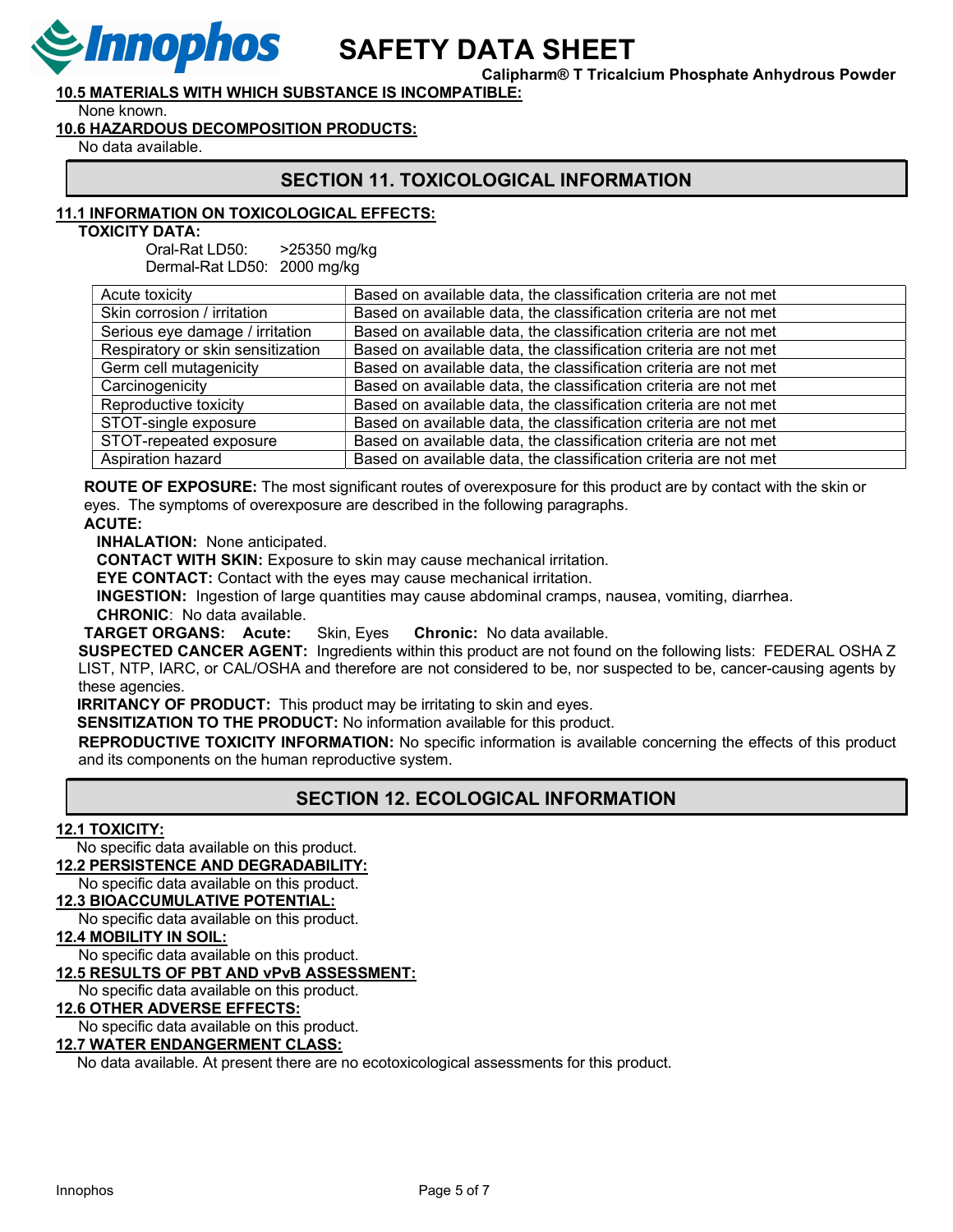**10.5 MATERIALS WITH WHICH SUBSTANCE IS INCOMPATIBLE:**

None known.

**10.6 HAZARDOUS DECOMPOSITION PRODUCTS:**

No data available.

## SECTION 11. TOXICOLOGICAL INFORMATION

**11.1 INFORMATION ON TOXICOLOGICAL EFFECTS:**

**TOXICITY DATA:**

Oral-Rat LD50: >25350 mg/kg
Dermal-Rat LD50: 2000 mg/kg

| | |
|---|---|
| Acute toxicity | Based on available data, the classification criteria are not met |
| Skin corrosion / irritation | Based on available data, the classification criteria are not met |
| Serious eye damage / irritation | Based on available data, the classification criteria are not met |
| Respiratory or skin sensitization | Based on available data, the classification criteria are not met |
| Germ cell mutagenicity | Based on available data, the classification criteria are not met |
| Carcinogenicity | Based on available data, the classification criteria are not met |
| Reproductive toxicity | Based on available data, the classification criteria are not met |
| STOT-single exposure | Based on available data, the classification criteria are not met |
| STOT-repeated exposure | Based on available data, the classification criteria are not met |
| Aspiration hazard | Based on available data, the classification criteria are not met |

**ROUTE OF EXPOSURE:** The most significant routes of overexposure for this product are by contact with the skin or eyes. The symptoms of overexposure are described in the following paragraphs.

**ACUTE:**

**INHALATION:** None anticipated.

**CONTACT WITH SKIN:** Exposure to skin may cause mechanical irritation.

**EYE CONTACT:** Contact with the eyes may cause mechanical irritation.

**INGESTION:** Ingestion of large quantities may cause abdominal cramps, nausea, vomiting, diarrhea.

**CHRONIC**: No data available.

**TARGET ORGANS: Acute:** Skin, Eyes **Chronic:** No data available.

**SUSPECTED CANCER AGENT:** Ingredients within this product are not found on the following lists: FEDERAL OSHA Z LIST, NTP, IARC, or CAL/OSHA and therefore are not considered to be, nor suspected to be, cancer-causing agents by these agencies.

**IRRITANCY OF PRODUCT:** This product may be irritating to skin and eyes.

**SENSITIZATION TO THE PRODUCT:** No information available for this product.

**REPRODUCTIVE TOXICITY INFORMATION:** No specific information is available concerning the effects of this product and its components on the human reproductive system.

## SECTION 12. ECOLOGICAL INFORMATION

**12.1 TOXICITY:**

No specific data available on this product.

**12.2 PERSISTENCE AND DEGRADABILITY:**

No specific data available on this product.

**12.3 BIOACCUMULATIVE POTENTIAL:**

No specific data available on this product.

**12.4 MOBILITY IN SOIL:**

No specific data available on this product.

**12.5 RESULTS OF PBT AND vPvB ASSESSMENT:**

No specific data available on this product.

**12.6 OTHER ADVERSE EFFECTS:**

No specific data available on this product.

**12.7 WATER ENDANGERMENT CLASS:**

No data available. At present there are no ecotoxicological assessments for this product.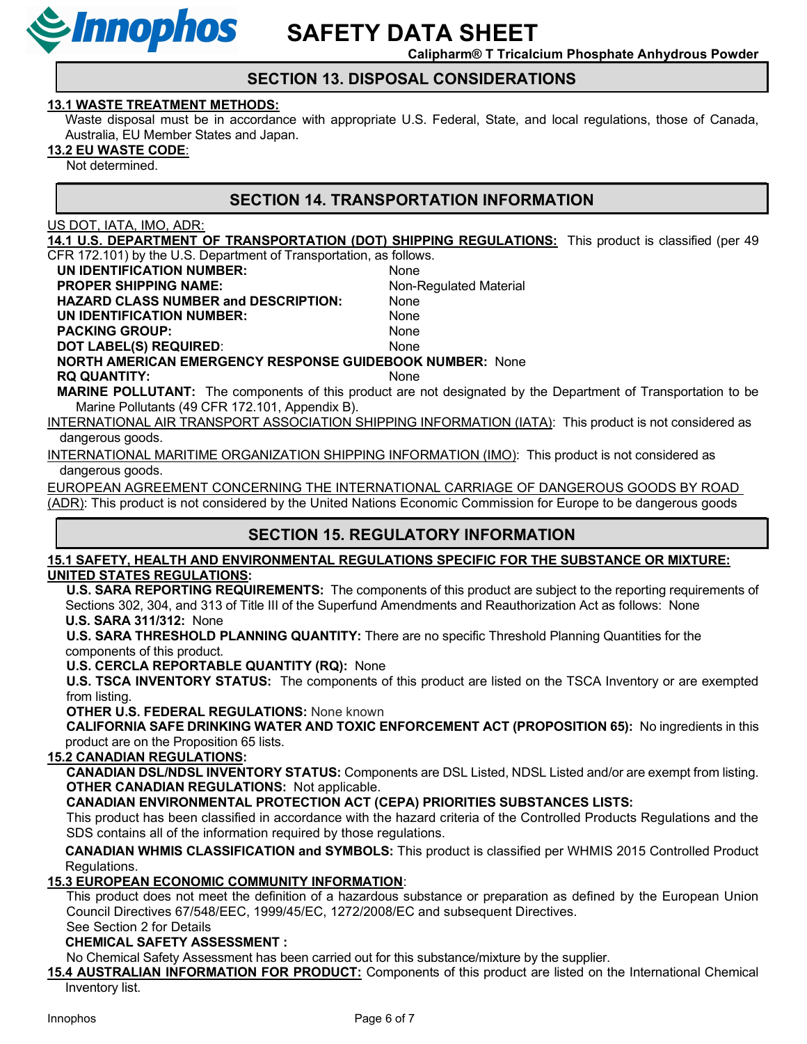## SECTION 13. DISPOSAL CONSIDERATIONS

**13.1 WASTE TREATMENT METHODS:**

Waste disposal must be in accordance with appropriate U.S. Federal, State, and local regulations, those of Canada, Australia, EU Member States and Japan.

**13.2 EU WASTE CODE:**

Not determined.

## SECTION 14. TRANSPORTATION INFORMATION

US DOT, IATA, IMO, ADR:

**14.1 U.S. DEPARTMENT OF TRANSPORTATION (DOT) SHIPPING REGULATIONS:** This product is classified (per 49 CFR 172.101) by the U.S. Department of Transportation, as follows.

**UN IDENTIFICATION NUMBER:** None
**PROPER SHIPPING NAME:** Non-Regulated Material
**HAZARD CLASS NUMBER and DESCRIPTION:** None
**UN IDENTIFICATION NUMBER:** None
**PACKING GROUP:** None
**DOT LABEL(S) REQUIRED:** None
**NORTH AMERICAN EMERGENCY RESPONSE GUIDEBOOK NUMBER:** None
**RQ QUANTITY:** None

**MARINE POLLUTANT:** The components of this product are not designated by the Department of Transportation to be Marine Pollutants (49 CFR 172.101, Appendix B).

INTERNATIONAL AIR TRANSPORT ASSOCIATION SHIPPING INFORMATION (IATA): This product is not considered as dangerous goods.

INTERNATIONAL MARITIME ORGANIZATION SHIPPING INFORMATION (IMO): This product is not considered as dangerous goods.

EUROPEAN AGREEMENT CONCERNING THE INTERNATIONAL CARRIAGE OF DANGEROUS GOODS BY ROAD (ADR): This product is not considered by the United Nations Economic Commission for Europe to be dangerous goods

## SECTION 15. REGULATORY INFORMATION

**15.1 SAFETY, HEALTH AND ENVIRONMENTAL REGULATIONS SPECIFIC FOR THE SUBSTANCE OR MIXTURE:**

**UNITED STATES REGULATIONS:**

**U.S. SARA REPORTING REQUIREMENTS:** The components of this product are subject to the reporting requirements of Sections 302, 304, and 313 of Title III of the Superfund Amendments and Reauthorization Act as follows: None

**U.S. SARA 311/312:** None

**U.S. SARA THRESHOLD PLANNING QUANTITY:** There are no specific Threshold Planning Quantities for the components of this product.

**U.S. CERCLA REPORTABLE QUANTITY (RQ):** None

**U.S. TSCA INVENTORY STATUS:** The components of this product are listed on the TSCA Inventory or are exempted from listing.

**OTHER U.S. FEDERAL REGULATIONS:** None known

**CALIFORNIA SAFE DRINKING WATER AND TOXIC ENFORCEMENT ACT (PROPOSITION 65):** No ingredients in this product are on the Proposition 65 lists.

**15.2 CANADIAN REGULATIONS:**

**CANADIAN DSL/NDSL INVENTORY STATUS:** Components are DSL Listed, NDSL Listed and/or are exempt from listing.

**OTHER CANADIAN REGULATIONS:** Not applicable.

**CANADIAN ENVIRONMENTAL PROTECTION ACT (CEPA) PRIORITIES SUBSTANCES LISTS:**

This product has been classified in accordance with the hazard criteria of the Controlled Products Regulations and the SDS contains all of the information required by those regulations.

**CANADIAN WHMIS CLASSIFICATION and SYMBOLS:** This product is classified per WHMIS 2015 Controlled Product Regulations.

**15.3 EUROPEAN ECONOMIC COMMUNITY INFORMATION:**

This product does not meet the definition of a hazardous substance or preparation as defined by the European Union Council Directives 67/548/EEC, 1999/45/EC, 1272/2008/EC and subsequent Directives.

See Section 2 for Details

**CHEMICAL SAFETY ASSESSMENT :**

No Chemical Safety Assessment has been carried out for this substance/mixture by the supplier.

**15.4 AUSTRALIAN INFORMATION FOR PRODUCT:** Components of this product are listed on the International Chemical Inventory list.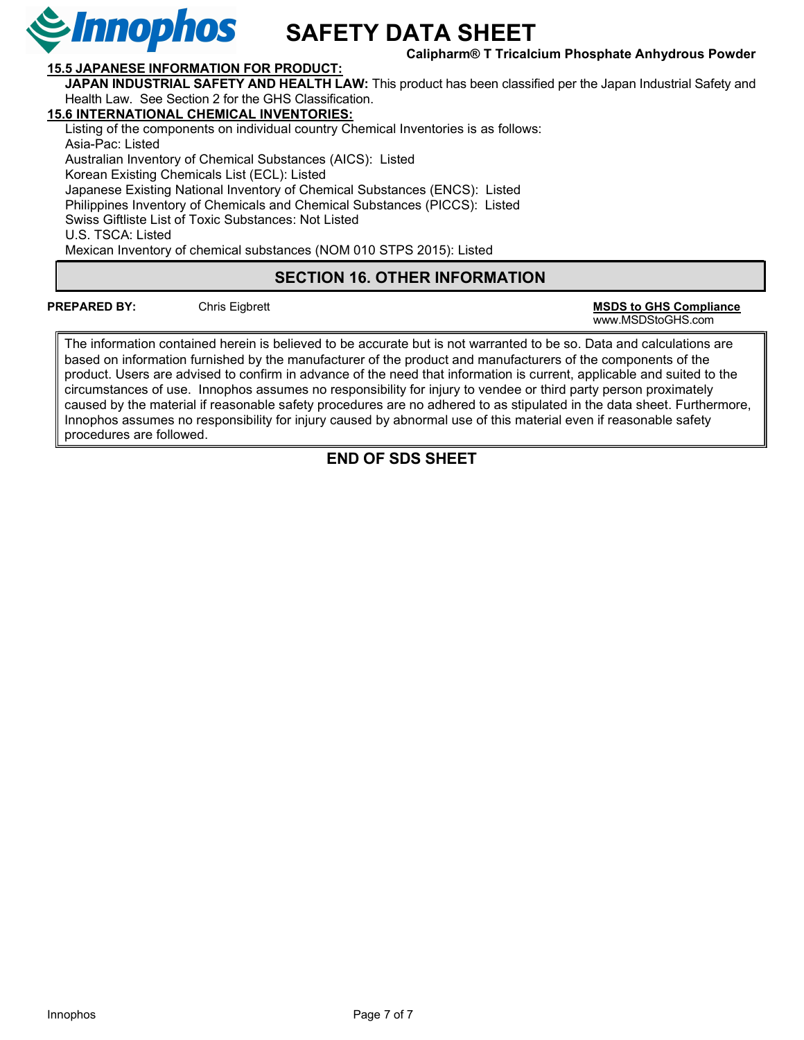### 15.5 JAPANESE INFORMATION FOR PRODUCT:

**JAPAN INDUSTRIAL SAFETY AND HEALTH LAW:** This product has been classified per the Japan Industrial Safety and Health Law. See Section 2 for the GHS Classification.

### 15.6 INTERNATIONAL CHEMICAL INVENTORIES:

Listing of the components on individual country Chemical Inventories is as follows:
Asia-Pac: Listed
Australian Inventory of Chemical Substances (AICS): Listed
Korean Existing Chemicals List (ECL): Listed
Japanese Existing National Inventory of Chemical Substances (ENCS): Listed
Philippines Inventory of Chemicals and Chemical Substances (PICCS): Listed
Swiss Giftliste List of Toxic Substances: Not Listed
U.S. TSCA: Listed
Mexican Inventory of chemical substances (NOM 010 STPS 2015): Listed

## SECTION 16. OTHER INFORMATION

**PREPARED BY:** Chris Eigbrett

**MSDS to GHS Compliance**
www.MSDStoGHS.com

The information contained herein is believed to be accurate but is not warranted to be so. Data and calculations are based on information furnished by the manufacturer of the product and manufacturers of the components of the product. Users are advised to confirm in advance of the need that information is current, applicable and suited to the circumstances of use. Innophos assumes no responsibility for injury to vendee or third party person proximately caused by the material if reasonable safety procedures are no adhered to as stipulated in the data sheet. Furthermore, Innophos assumes no responsibility for injury caused by abnormal use of this material even if reasonable safety procedures are followed.

**END OF SDS SHEET**